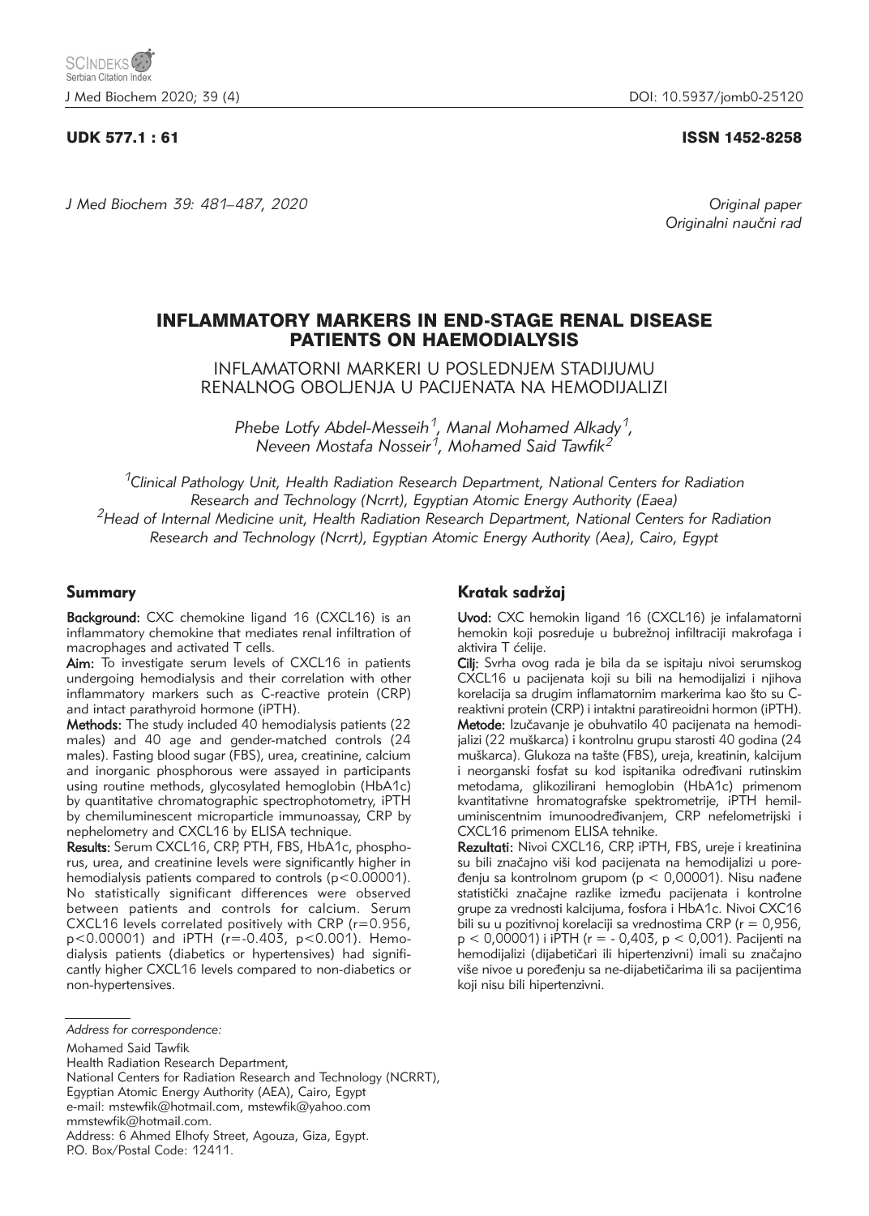UDK 577.1 : 61 ISSN 1452-8258

*J Med Biochem 39: 481–487, 2020*

*Original paper*
*Originalni naučni rad*

# INFLAMMATORY MARKERS IN END-STAGE RENAL DISEASE PATIENTS ON HAEMODIALYSIS

## INFLAMATORNI MARKERI U POSLEDNJEM STADIJUMU RENALNOG OBOLJENJA U PACIJENATA NA HEMODIJALIZI

*Phebe Lotfy Abdel-Messeih[1], Manal Mohamed Alkady[1], Neveen Mostafa Nosseir[1], Mohamed Said Tawfik[2]*

*[1]Clinical Pathology Unit, Health Radiation Research Department, National Centers for Radiation Research and Technology (Ncrrt), Egyptian Atomic Energy Authority (Eaea)*
*[2]Head of Internal Medicine unit, Health Radiation Research Department, National Centers for Radiation Research and Technology (Ncrrt), Egyptian Atomic Energy Authority (Aea), Cairo, Egypt*

## Summary

**Background:** CXC chemokine ligand 16 (CXCL16) is an inflammatory chemokine that mediates renal infiltration of macrophages and activated T cells.

**Aim:** To investigate serum levels of CXCL16 in patients undergoing hemodialysis and their correlation with other inflammatory markers such as C-reactive protein (CRP) and intact parathyroid hormone (iPTH).

**Methods:** The study included 40 hemodialysis patients (22 males) and 40 age and gender-matched controls (24 males). Fasting blood sugar (FBS), urea, creatinine, calcium and inorganic phosphorous were assayed in participants using routine methods, glycosylated hemoglobin (HbA1c) by quantitative chromatographic spectrophotometry, iPTH by chemiluminescent microparticle immunoassay, CRP by nephelometry and CXCL16 by ELISA technique.

**Results:** Serum CXCL16, CRP, PTH, FBS, HbA1c, phosphorus, urea, and creatinine levels were significantly higher in hemodialysis patients compared to controls ($p<0.00001$). No statistically significant differences were observed between patients and controls for calcium. Serum CXCL16 levels correlated positively with CRP ($r=0.956$, $p<0.00001$) and iPTH ($r=-0.403$, $p<0.001$). Hemodialysis patients (diabetics or hypertensives) had significantly higher CXCL16 levels compared to non-diabetics or non-hypertensives.

## Kratak sadržaj

**Uvod:** CXC hemokin ligand 16 (CXCL16) je infalamatorni hemokin koji posreduje u bubrežnoj infiltraciji makrofaga i aktivira T ćelije.

**Cilj:** Svrha ovog rada je bila da se ispitaju nivoi serumskog CXCL16 u pacijenata koji su bili na hemodijalizi i njihova korelacija sa drugim inflamatornim markerima kao što su C-reaktivni protein (CRP) i intaktni paratireoidni hormon (iPTH).

**Metode:** Izučavanje je obuhvatilo 40 pacijenata na hemodijalizi (22 muškarca) i kontrolnu grupu starosti 40 godina (24 muškarca). Glukoza na tašte (FBS), ureja, kreatinin, kalcijum i neorganski fosfat su kod ispitanika određivani rutinskim metodama, glikozilirani hemoglobin (HbA1c) primenom kvantitativne hromatografske spektrometrije, iPTH hemiluminiscentnim imunoodređivanjem, CRP nefelometrijski i CXCL16 primenom ELISA tehnike.

**Rezultati:** Nivoi CXCL16, CRP, iPTH, FBS, ureje i kreatinina su bili značajno viši kod pacijenata na hemodijalizi u poređenju sa kontrolnom grupom ($p < 0,00001$). Nisu nađene statistički značajne razlike između pacijenata i kontrolne grupe za vrednosti kalcijuma, fosfora i HbA1c. Nivoi CXC16 bili su u pozitivnoj korelaciji sa vrednostima CRP ($r = 0,956$, $p < 0,00001$) i iPTH ($r = -0,403$, $p < 0,001$). Pacijenti na hemodijalizi (dijabetičari ili hipertenzivni) imali su značajno više nivoe u poređenju sa ne-dijabetičarima ili sa pacijentima koji nisu bili hipertenzivni.

*Address for correspondence:*

Mohamed Said Tawfik
Health Radiation Research Department,
National Centers for Radiation Research and Technology (NCRRT),
Egyptian Atomic Energy Authority (AEA), Cairo, Egypt
e-mail: mstewfik@hotmail.com, mstewfik@yahoo.com
mmstewfik@hotmail.com.
Address: 6 Ahmed Elhofy Street, Agouza, Giza, Egypt.
P.O. Box/Postal Code: 12411.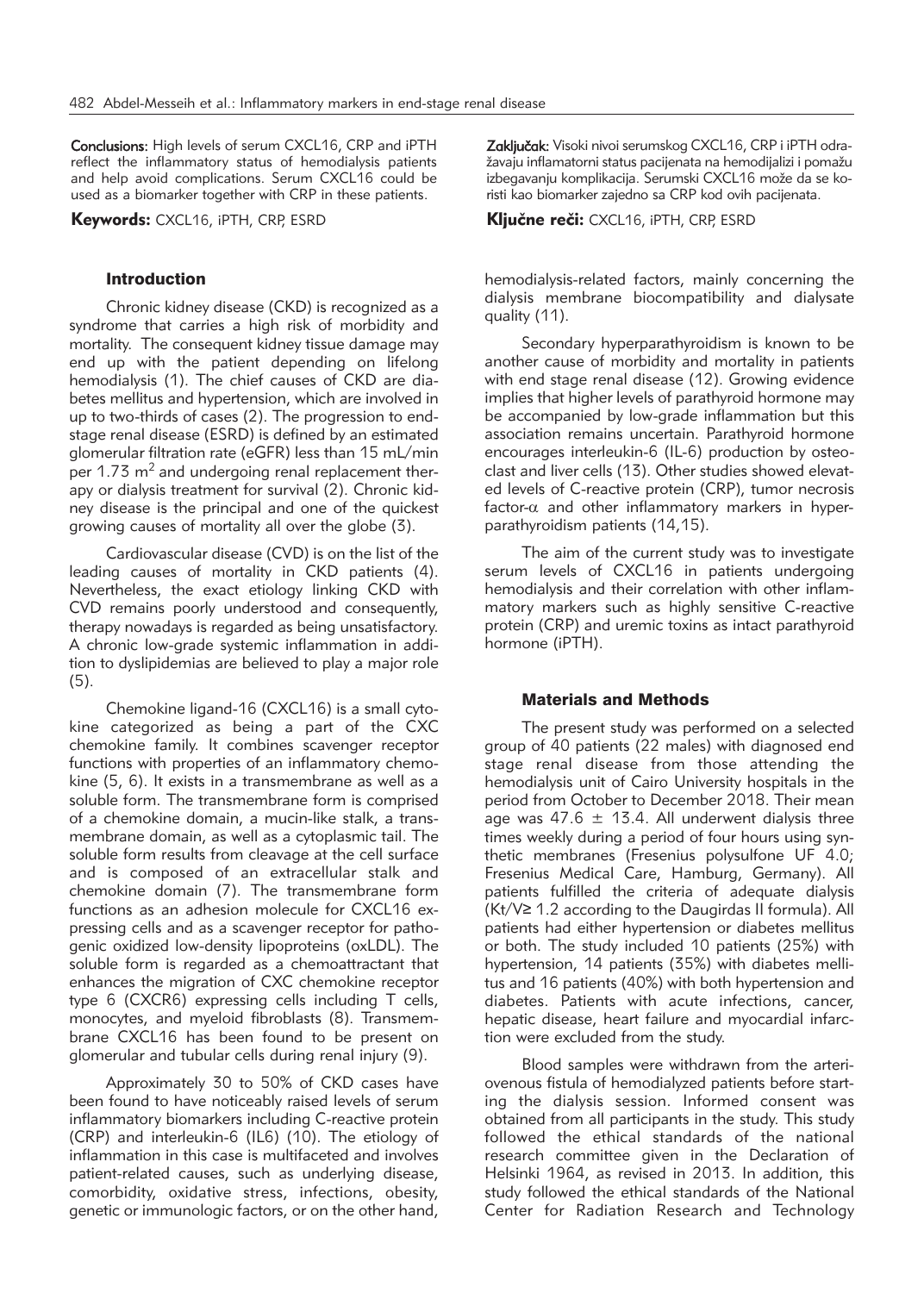**Conclusions:** High levels of serum CXCL16, CRP and iPTH reflect the inflammatory status of hemodialysis patients and help avoid complications. Serum CXCL16 could be used as a biomarker together with CRP in these patients.

**Keywords:** CXCL16, iPTH, CRP, ESRD

**Zaključak:** Visoki nivoi serumskog CXCL16, CRP i iPTH odražavaju inflamatorni status pacijenata na hemodijalizi i pomažu izbegavanju komplikacija. Serumski CXCL16 može da se koristi kao biomarker zajedno sa CRP kod ovih pacijenata.

**Ključne reči:** CXCL16, iPTH, CRP, ESRD

## Introduction

Chronic kidney disease (CKD) is recognized as a syndrome that carries a high risk of morbidity and mortality. The consequent kidney tissue damage may end up with the patient depending on lifelong hemodialysis (1). The chief causes of CKD are diabetes mellitus and hypertension, which are involved in up to two-thirds of cases (2). The progression to end-stage renal disease (ESRD) is defined by an estimated glomerular filtration rate (eGFR) less than 15 mL/min per 1.73 $m^2$ and undergoing renal replacement therapy or dialysis treatment for survival (2). Chronic kidney disease is the principal and one of the quickest growing causes of mortality all over the globe (3).

Cardiovascular disease (CVD) is on the list of the leading causes of mortality in CKD patients (4). Nevertheless, the exact etiology linking CKD with CVD remains poorly understood and consequently, therapy nowadays is regarded as being unsatisfactory. A chronic low-grade systemic inflammation in addition to dyslipidemias are believed to play a major role (5).

Chemokine ligand-16 (CXCL16) is a small cytokine categorized as being a part of the CXC chemokine family. It combines scavenger receptor functions with properties of an inflammatory chemokine (5, 6). It exists in a transmembrane as well as a soluble form. The transmembrane form is comprised of a chemokine domain, a mucin-like stalk, a transmembrane domain, as well as a cytoplasmic tail. The soluble form results from cleavage at the cell surface and is composed of an extracellular stalk and chemokine domain (7). The transmembrane form functions as an adhesion molecule for CXCL16 expressing cells and as a scavenger receptor for pathogenic oxidized low-density lipoproteins (oxLDL). The soluble form is regarded as a chemoattractant that enhances the migration of CXC chemokine receptor type 6 (CXCR6) expressing cells including T cells, monocytes, and myeloid fibroblasts (8). Transmembrane CXCL16 has been found to be present on glomerular and tubular cells during renal injury (9).

Approximately 30 to 50% of CKD cases have been found to have noticeably raised levels of serum inflammatory biomarkers including C-reactive protein (CRP) and interleukin-6 (IL6) (10). The etiology of inflammation in this case is multifaceted and involves patient-related causes, such as underlying disease, comorbidity, oxidative stress, infections, obesity, genetic or immunologic factors, or on the other hand, hemodialysis-related factors, mainly concerning the dialysis membrane biocompatibility and dialysate quality (11).

Secondary hyperparathyroidism is known to be another cause of morbidity and mortality in patients with end stage renal disease (12). Growing evidence implies that higher levels of parathyroid hormone may be accompanied by low-grade inflammation but this association remains uncertain. Parathyroid hormone encourages interleukin-6 (IL-6) production by osteoclast and liver cells (13). Other studies showed elevated levels of C-reactive protein (CRP), tumor necrosis factor-$\alpha$ and other inflammatory markers in hyperparathyroidism patients (14,15).

The aim of the current study was to investigate serum levels of CXCL16 in patients undergoing hemodialysis and their correlation with other inflammatory markers such as highly sensitive C-reactive protein (CRP) and uremic toxins as intact parathyroid hormone (iPTH).

## Materials and Methods

The present study was performed on a selected group of 40 patients (22 males) with diagnosed end stage renal disease from those attending the hemodialysis unit of Cairo University hospitals in the period from October to December 2018. Their mean age was 47.6 ± 13.4. All underwent dialysis three times weekly during a period of four hours using synthetic membranes (Fresenius polysulfone UF 4.0; Fresenius Medical Care, Hamburg, Germany). All patients fulfilled the criteria of adequate dialysis (Kt/V≥ 1.2 according to the Daugirdas II formula). All patients had either hypertension or diabetes mellitus or both. The study included 10 patients (25%) with hypertension, 14 patients (35%) with diabetes mellitus and 16 patients (40%) with both hypertension and diabetes. Patients with acute infections, cancer, hepatic disease, heart failure and myocardial infarction were excluded from the study.

Blood samples were withdrawn from the arteriovenous fistula of hemodialyzed patients before starting the dialysis session. Informed consent was obtained from all participants in the study. This study followed the ethical standards of the national research committee given in the Declaration of Helsinki 1964, as revised in 2013. In addition, this study followed the ethical standards of the National Center for Radiation Research and Technology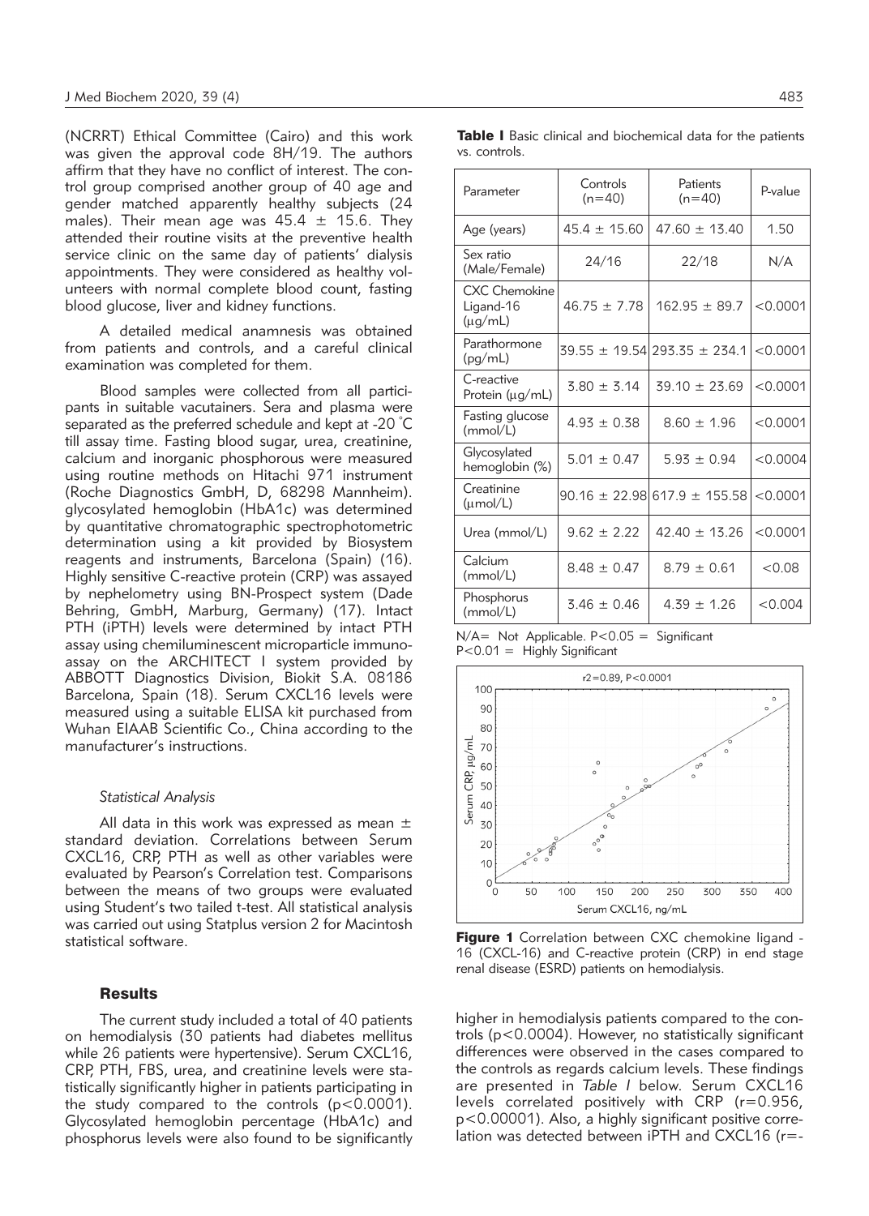(NCRRT) Ethical Committee (Cairo) and this work was given the approval code 8H/19. The authors affirm that they have no conflict of interest. The control group comprised another group of 40 age and gender matched apparently healthy subjects (24 males). Their mean age was 45.4 ± 15.6. They attended their routine visits at the preventive health service clinic on the same day of patients' dialysis appointments. They were considered as healthy volunteers with normal complete blood count, fasting blood glucose, liver and kidney functions.

A detailed medical anamnesis was obtained from patients and controls, and a careful clinical examination was completed for them.

Blood samples were collected from all participants in suitable vacutainers. Sera and plasma were separated as the preferred schedule and kept at -20 °C till assay time. Fasting blood sugar, urea, creatinine, calcium and inorganic phosphorous were measured using routine methods on Hitachi 971 instrument (Roche Diagnostics GmbH, D, 68298 Mannheim). glycosylated hemoglobin (HbA1c) was determined by quantitative chromatographic spectrophotometric determination using a kit provided by Biosystem reagents and instruments, Barcelona (Spain) (16). Highly sensitive C-reactive protein (CRP) was assayed by nephelometry using BN-Prospect system (Dade Behring, GmbH, Marburg, Germany) (17). Intact PTH (iPTH) levels were determined by intact PTH assay using chemiluminescent microparticle immunoassay on the ARCHITECT I system provided by ABBOTT Diagnostics Division, Biokit S.A. 08186 Barcelona, Spain (18). Serum CXCL16 levels were measured using a suitable ELISA kit purchased from Wuhan EIAAB Scientific Co., China according to the manufacturer's instructions.

### *Statistical Analysis*

All data in this work was expressed as mean ± standard deviation. Correlations between Serum CXCL16, CRP, PTH as well as other variables were evaluated by Pearson's Correlation test. Comparisons between the means of two groups were evaluated using Student's two tailed t-test. All statistical analysis was carried out using Statplus version 2 for Macintosh statistical software.

## Results

The current study included a total of 40 patients on hemodialysis (30 patients had diabetes mellitus while 26 patients were hypertensive). Serum CXCL16, CRP, PTH, FBS, urea, and creatinine levels were statistically significantly higher in patients participating in the study compared to the controls ($p<0.0001$). Glycosylated hemoglobin percentage (HbA1c) and phosphorus levels were also found to be significantly higher in hemodialysis patients compared to the controls ($p<0.0004$). However, no statistically significant differences were observed in the cases compared to the controls as regards calcium levels. These findings are presented in *Table I* below. Serum CXCL16 levels correlated positively with CRP ($r=0.956$, $p<0.00001$). Also, a highly significant positive correlation was detected between iPTH and CXCL16 (r=-

**Table I** Basic clinical and biochemical data for the patients vs. controls.

| Parameter | Controls (n=40) | Patients (n=40) | P-value |
|---|---|---|---|
| Age (years) | 45.4 ± 15.60 | 47.60 ± 13.40 | 1.50 |
| Sex ratio (Male/Female) | 24/16 | 22/18 | N/A |
| CXC Chemokine Ligand-16 (μg/mL) | 46.75 ± 7.78 | 162.95 ± 89.7 | <0.0001 |
| Parathormone (pg/mL) | 39.55 ± 19.54 | 293.35 ± 234.1 | <0.0001 |
| C-reactive Protein (μg/mL) | 3.80 ± 3.14 | 39.10 ± 23.69 | <0.0001 |
| Fasting glucose (mmol/L) | 4.93 ± 0.38 | 8.60 ± 1.96 | <0.0001 |
| Glycosylated hemoglobin (%) | 5.01 ± 0.47 | 5.93 ± 0.94 | <0.0004 |
| Creatinine (μmol/L) | 90.16 ± 22.98 | 617.9 ± 155.58 | <0.0001 |
| Urea (mmol/L) | 9.62 ± 2.22 | 42.40 ± 13.26 | <0.0001 |
| Calcium (mmol/L) | 8.48 ± 0.47 | 8.79 ± 0.61 | <0.08 |
| Phosphorus (mmol/L) | 3.46 ± 0.46 | 4.39 ± 1.26 | <0.004 |

N/A= Not Applicable. P<0.05 = Significant
P<0.01 = Highly Significant

**Figure 1** Correlation between CXC chemokine ligand - 16 (CXCL-16) and C-reactive protein (CRP) in end stage renal disease (ESRD) patients on hemodialysis.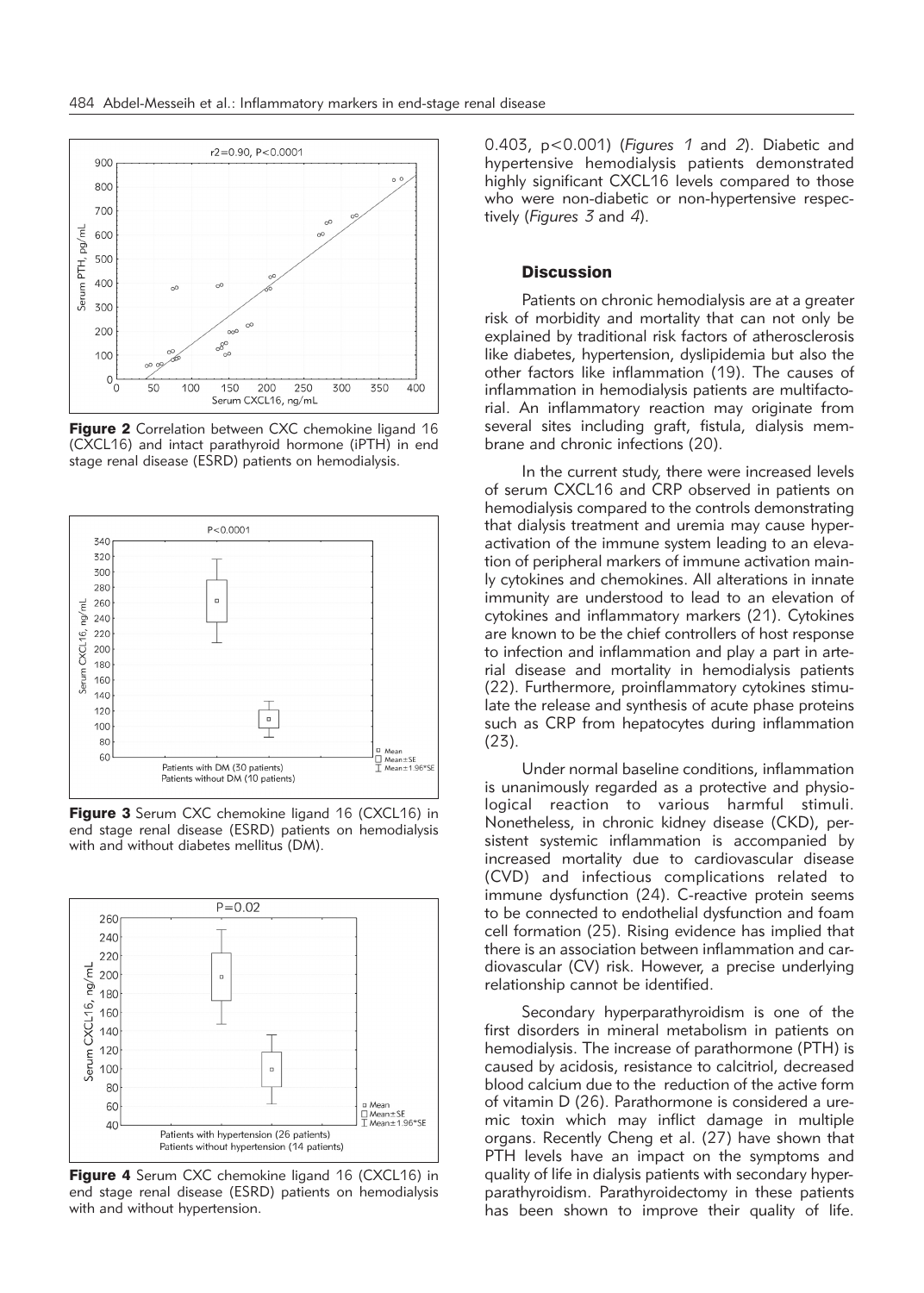Figure 2 Correlation between CXC chemokine ligand 16 (CXCL16) and intact parathyroid hormone (iPTH) in end stage renal disease (ESRD) patients on hemodialysis.

Figure 3 Serum CXC chemokine ligand 16 (CXCL16) in end stage renal disease (ESRD) patients on hemodialysis with and without diabetes mellitus (DM).

Figure 4 Serum CXC chemokine ligand 16 (CXCL16) in end stage renal disease (ESRD) patients on hemodialysis with and without hypertension.

0.403, p<0.001) (*Figures 1* and *2*). Diabetic and hypertensive hemodialysis patients demonstrated highly significant CXCL16 levels compared to those who were non-diabetic or non-hypertensive respectively (*Figures 3* and *4*).

## Discussion

Patients on chronic hemodialysis are at a greater risk of morbidity and mortality that can not only be explained by traditional risk factors of atherosclerosis like diabetes, hypertension, dyslipidemia but also the other factors like inflammation (19). The causes of inflammation in hemodialysis patients are multifactorial. An inflammatory reaction may originate from several sites including graft, fistula, dialysis membrane and chronic infections (20).

In the current study, there were increased levels of serum CXCL16 and CRP observed in patients on hemodialysis compared to the controls demonstrating that dialysis treatment and uremia may cause hyperactivation of the immune system leading to an elevation of peripheral markers of immune activation mainly cytokines and chemokines. All alterations in innate immunity are understood to lead to an elevation of cytokines and inflammatory markers (21). Cytokines are known to be the chief controllers of host response to infection and inflammation and play a part in arterial disease and mortality in hemodialysis patients (22). Furthermore, proinflammatory cytokines stimulate the release and synthesis of acute phase proteins such as CRP from hepatocytes during inflammation (23).

Under normal baseline conditions, inflammation is unanimously regarded as a protective and physiological reaction to various harmful stimuli. Nonetheless, in chronic kidney disease (CKD), persistent systemic inflammation is accompanied by increased mortality due to cardiovascular disease (CVD) and infectious complications related to immune dysfunction (24). C-reactive protein seems to be connected to endothelial dysfunction and foam cell formation (25). Rising evidence has implied that there is an association between inflammation and cardiovascular (CV) risk. However, a precise underlying relationship cannot be identified.

Secondary hyperparathyroidism is one of the first disorders in mineral metabolism in patients on hemodialysis. The increase of parathormone (PTH) is caused by acidosis, resistance to calcitriol, decreased blood calcium due to the reduction of the active form of vitamin D (26). Parathormone is considered a uremic toxin which may inflict damage in multiple organs. Recently Cheng et al. (27) have shown that PTH levels have an impact on the symptoms and quality of life in dialysis patients with secondary hyperparathyroidism. Parathyroidectomy in these patients has been shown to improve their quality of life.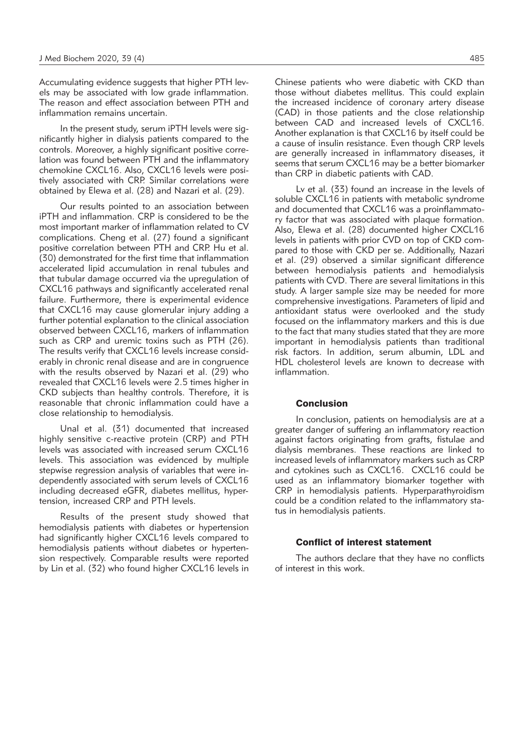Accumulating evidence suggests that higher PTH levels may be associated with low grade inflammation. The reason and effect association between PTH and inflammation remains uncertain.

In the present study, serum iPTH levels were significantly higher in dialysis patients compared to the controls. Moreover, a highly significant positive correlation was found between PTH and the inflammatory chemokine CXCL16. Also, CXCL16 levels were positively associated with CRP. Similar correlations were obtained by Elewa et al. (28) and Nazari et al. (29).

Our results pointed to an association between iPTH and inflammation. CRP is considered to be the most important marker of inflammation related to CV complications. Cheng et al. (27) found a significant positive correlation between PTH and CRP. Hu et al. (30) demonstrated for the first time that inflammation accelerated lipid accumulation in renal tubules and that tubular damage occurred via the upregulation of CXCL16 pathways and significantly accelerated renal failure. Furthermore, there is experimental evidence that CXCL16 may cause glomerular injury adding a further potential explanation to the clinical association observed between CXCL16, markers of inflammation such as CRP and uremic toxins such as PTH (26). The results verify that CXCL16 levels increase considerably in chronic renal disease and are in congruence with the results observed by Nazari et al. (29) who revealed that CXCL16 levels were 2.5 times higher in CKD subjects than healthy controls. Therefore, it is reasonable that chronic inflammation could have a close relationship to hemodialysis.

Unal et al. (31) documented that increased highly sensitive c-reactive protein (CRP) and PTH levels was associated with increased serum CXCL16 levels. This association was evidenced by multiple stepwise regression analysis of variables that were independently associated with serum levels of CXCL16 including decreased eGFR, diabetes mellitus, hypertension, increased CRP and PTH levels.

Results of the present study showed that hemodialysis patients with diabetes or hypertension had significantly higher CXCL16 levels compared to hemodialysis patients without diabetes or hypertension respectively. Comparable results were reported by Lin et al. (32) who found higher CXCL16 levels in Chinese patients who were diabetic with CKD than those without diabetes mellitus. This could explain the increased incidence of coronary artery disease (CAD) in those patients and the close relationship between CAD and increased levels of CXCL16. Another explanation is that CXCL16 by itself could be a cause of insulin resistance. Even though CRP levels are generally increased in inflammatory diseases, it seems that serum CXCL16 may be a better biomarker than CRP in diabetic patients with CAD.

Lv et al. (33) found an increase in the levels of soluble CXCL16 in patients with metabolic syndrome and documented that CXCL16 was a proinflammatory factor that was associated with plaque formation. Also, Elewa et al. (28) documented higher CXCL16 levels in patients with prior CVD on top of CKD compared to those with CKD per se. Additionally, Nazari et al. (29) observed a similar significant difference between hemodialysis patients and hemodialysis patients with CVD. There are several limitations in this study. A larger sample size may be needed for more comprehensive investigations. Parameters of lipid and antioxidant status were overlooked and the study focused on the inflammatory markers and this is due to the fact that many studies stated that they are more important in hemodialysis patients than traditional risk factors. In addition, serum albumin, LDL and HDL cholesterol levels are known to decrease with inflammation.

## Conclusion

In conclusion, patients on hemodialysis are at a greater danger of suffering an inflammatory reaction against factors originating from grafts, fistulae and dialysis membranes. These reactions are linked to increased levels of inflammatory markers such as CRP and cytokines such as CXCL16. CXCL16 could be used as an inflammatory biomarker together with CRP in hemodialysis patients. Hyperparathyroidism could be a condition related to the inflammatory status in hemodialysis patients.

## Conflict of interest statement

The authors declare that they have no conflicts of interest in this work.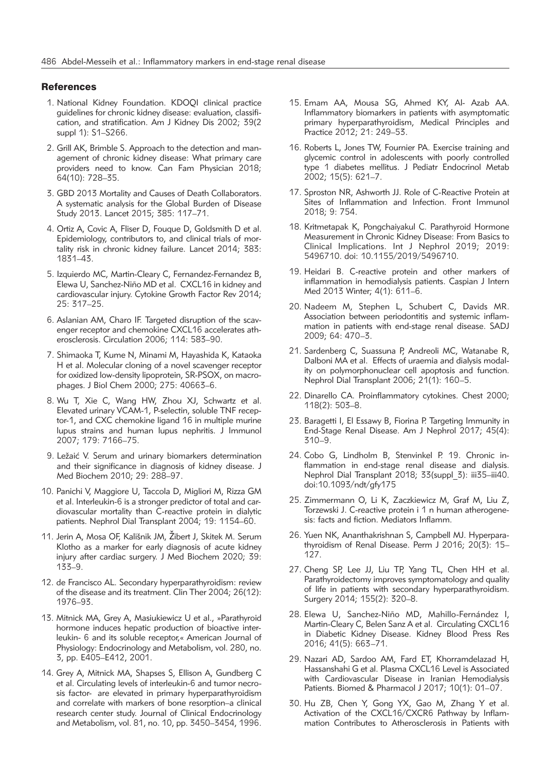## References

1. National Kidney Foundation. KDOQI clinical practice guidelines for chronic kidney disease: evaluation, classification, and stratification. Am J Kidney Dis 2002; 39(2 suppl 1): S1–S266.
2. Grill AK, Brimble S. Approach to the detection and management of chronic kidney disease: What primary care providers need to know. Can Fam Physician 2018; 64(10): 728–35.
3. GBD 2013 Mortality and Causes of Death Collaborators. A systematic analysis for the Global Burden of Disease Study 2013. Lancet 2015; 385: 117–71.
4. Ortiz A, Covic A, Fliser D, Fouque D, Goldsmith D et al. Epidemiology, contributors to, and clinical trials of mortality risk in chronic kidney failure. Lancet 2014; 383: 1831–43.
5. Izquierdo MC, Martin-Cleary C, Fernandez-Fernandez B, Elewa U, Sanchez-Niño MD et al. CXCL16 in kidney and cardiovascular injury. Cytokine Growth Factor Rev 2014; 25: 317–25.
6. Aslanian AM, Charo IF. Targeted disruption of the scavenger receptor and chemokine CXCL16 accelerates atherosclerosis. Circulation 2006; 114: 583–90.
7. Shimaoka T, Kume N, Minami M, Hayashida K, Kataoka H et al. Molecular cloning of a novel scavenger receptor for oxidized low-density lipoprotein, SR-PSOX, on macrophages. J Biol Chem 2000; 275: 40663–6.
8. Wu T, Xie C, Wang HW, Zhou XJ, Schwartz et al. Elevated urinary VCAM-1, P-selectin, soluble TNF receptor-1, and CXC chemokine ligand 16 in multiple murine lupus strains and human lupus nephritis. J Immunol 2007; 179: 7166–75.
9. Ležaić V. Serum and urinary biomarkers determination and their significance in diagnosis of kidney disease. J Med Biochem 2010; 29: 288–97.
10. Panichi V, Maggiore U, Taccola D, Migliori M, Rizza GM et al. Interleukin-6 is a stronger predictor of total and cardiovascular mortality than C-reactive protein in dialytic patients. Nephrol Dial Transplant 2004; 19: 1154–60.
11. Jerin A, Mosa OF, Kališnik JM, Žibert J, Skitek M. Serum Klotho as a marker for early diagnosis of acute kidney injury after cardiac surgery. J Med Biochem 2020; 39: 133–9.
12. de Francisco AL. Secondary hyperparathyroidism: review of the disease and its treatment. Clin Ther 2004; 26(12): 1976–93.
13. Mitnick MA, Grey A, Masiukiewicz U et al., »Parathyroid hormone induces hepatic production of bioactive interleukin- 6 and its soluble receptor,« American Journal of Physiology: Endocrinology and Metabolism, vol. 280, no. 3, pp. E405–E412, 2001.
14. Grey A, Mitnick MA, Shapses S, Ellison A, Gundberg C et al. Circulating levels of interleukin-6 and tumor necrosis factor- are elevated in primary hyperparathyroidism and correlate with markers of bone resorption–a clinical research center study. Journal of Clinical Endocrinology and Metabolism, vol. 81, no. 10, pp. 3450–3454, 1996.
15. Emam AA, Mousa SG, Ahmed KY, Al- Azab AA. Inflammatory biomarkers in patients with asymptomatic primary hyperparathyroidism, Medical Principles and Practice 2012; 21: 249–53.
16. Roberts L, Jones TW, Fournier PA. Exercise training and glycemic control in adolescents with poorly controlled type 1 diabetes mellitus. J Pediatr Endocrinol Metab 2002; 15(5): 621–7.
17. Sproston NR, Ashworth JJ. Role of C-Reactive Protein at Sites of Inflammation and Infection. Front Immunol 2018; 9: 754.
18. Kritmetapak K, Pongchaiyakul C. Parathyroid Hormone Measurement in Chronic Kidney Disease: From Basics to Clinical Implications. Int J Nephrol 2019; 2019: 5496710. doi: 10.1155/2019/5496710.
19. Heidari B. C-reactive protein and other markers of inflammation in hemodialysis patients. Caspian J Intern Med 2013 Winter; 4(1): 611–6.
20. Nadeem M, Stephen L, Schubert C, Davids MR. Association between periodontitis and systemic inflammation in patients with end-stage renal disease. SADJ 2009; 64: 470–3.
21. Sardenberg C, Suassuna P, Andreoli MC, Watanabe R, Dalboni MA et al. Effects of uraemia and dialysis modality on polymorphonuclear cell apoptosis and function. Nephrol Dial Transplant 2006; 21(1): 160–5.
22. Dinarello CA. Proinflammatory cytokines. Chest 2000; 118(2): 503–8.
23. Baragetti I, El Essawy B, Fiorina P. Targeting Immunity in End-Stage Renal Disease. Am J Nephrol 2017; 45(4): 310–9.
24. Cobo G, Lindholm B, Stenvinkel P. 19. Chronic inflammation in end-stage renal disease and dialysis. Nephrol Dial Transplant 2018; 33(suppl_3): iii35–iii40. doi:10.1093/ndt/gfy175
25. Zimmermann O, Li K, Zaczkiewicz M, Graf M, Liu Z, Torzewski J. C-reactive protein i 1 n human atherogenesis: facts and fiction. Mediators Inflamm.
26. Yuen NK, Ananthakrishnan S, Campbell MJ. Hyperparathyroidism of Renal Disease. Perm J 2016; 20(3): 15–127.
27. Cheng SP, Lee JJ, Liu TP, Yang TL, Chen HH et al. Parathyroidectomy improves symptomatology and quality of life in patients with secondary hyperparathyroidism. Surgery 2014; 155(2): 320–8.
28. Elewa U, Sanchez-Niño MD, Mahillo-Fernández I, Martin-Cleary C, Belen Sanz A et al. Circulating CXCL16 in Diabetic Kidney Disease. Kidney Blood Press Res 2016; 41(5): 663–71.
29. Nazari AD, Sardoo AM, Fard ET, Khorramdelazad H, Hassanshahi G et al. Plasma CXCL16 Level is Associated with Cardiovascular Disease in Iranian Hemodialysis Patients. Biomed & Pharmacol J 2017; 10(1): 01–07.
30. Hu ZB, Chen Y, Gong YX, Gao M, Zhang Y et al. Activation of the CXCL16/CXCR6 Pathway by Inflammation Contributes to Atherosclerosis in Patients with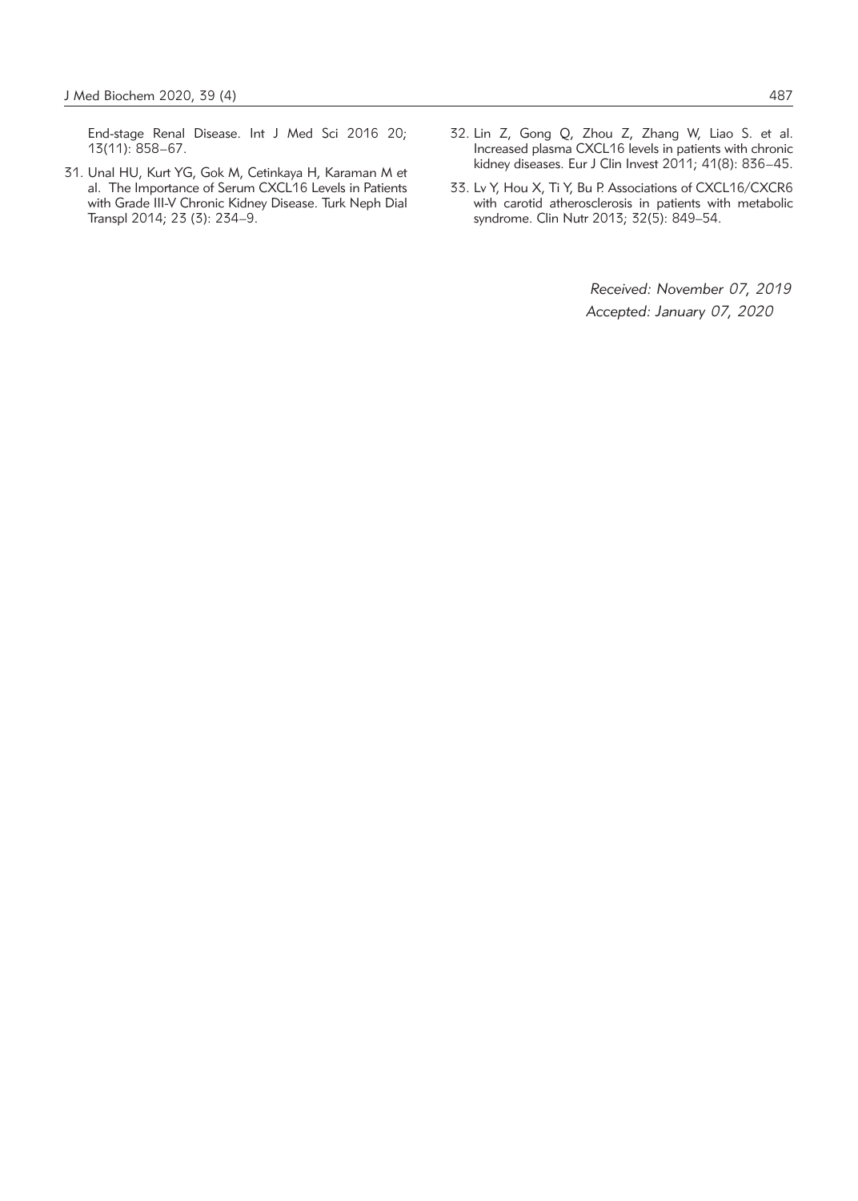End-stage Renal Disease. Int J Med Sci 2016 20; 13(11): 858–67.

31. Unal HU, Kurt YG, Gok M, Cetinkaya H, Karaman M et al. The Importance of Serum CXCL16 Levels in Patients with Grade III-V Chronic Kidney Disease. Turk Neph Dial Transpl 2014; 23 (3): 234–9.

32. Lin Z, Gong Q, Zhou Z, Zhang W, Liao S. et al. Increased plasma CXCL16 levels in patients with chronic kidney diseases. Eur J Clin Invest 2011; 41(8): 836–45.

33. Lv Y, Hou X, Ti Y, Bu P. Associations of CXCL16/CXCR6 with carotid atherosclerosis in patients with metabolic syndrome. Clin Nutr 2013; 32(5): 849–54.

*Received: November 07, 2019*
*Accepted: January 07, 2020*